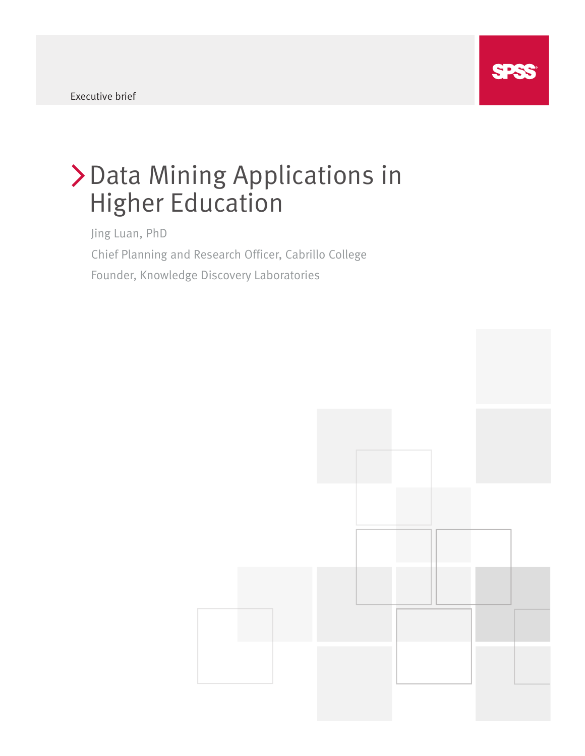Executive brief

# Data Mining Applications in Higher Education

Jing Luan, PhD

Chief Planning and Research Officer, Cabrillo College

Founder, Knowledge Discovery Laboratories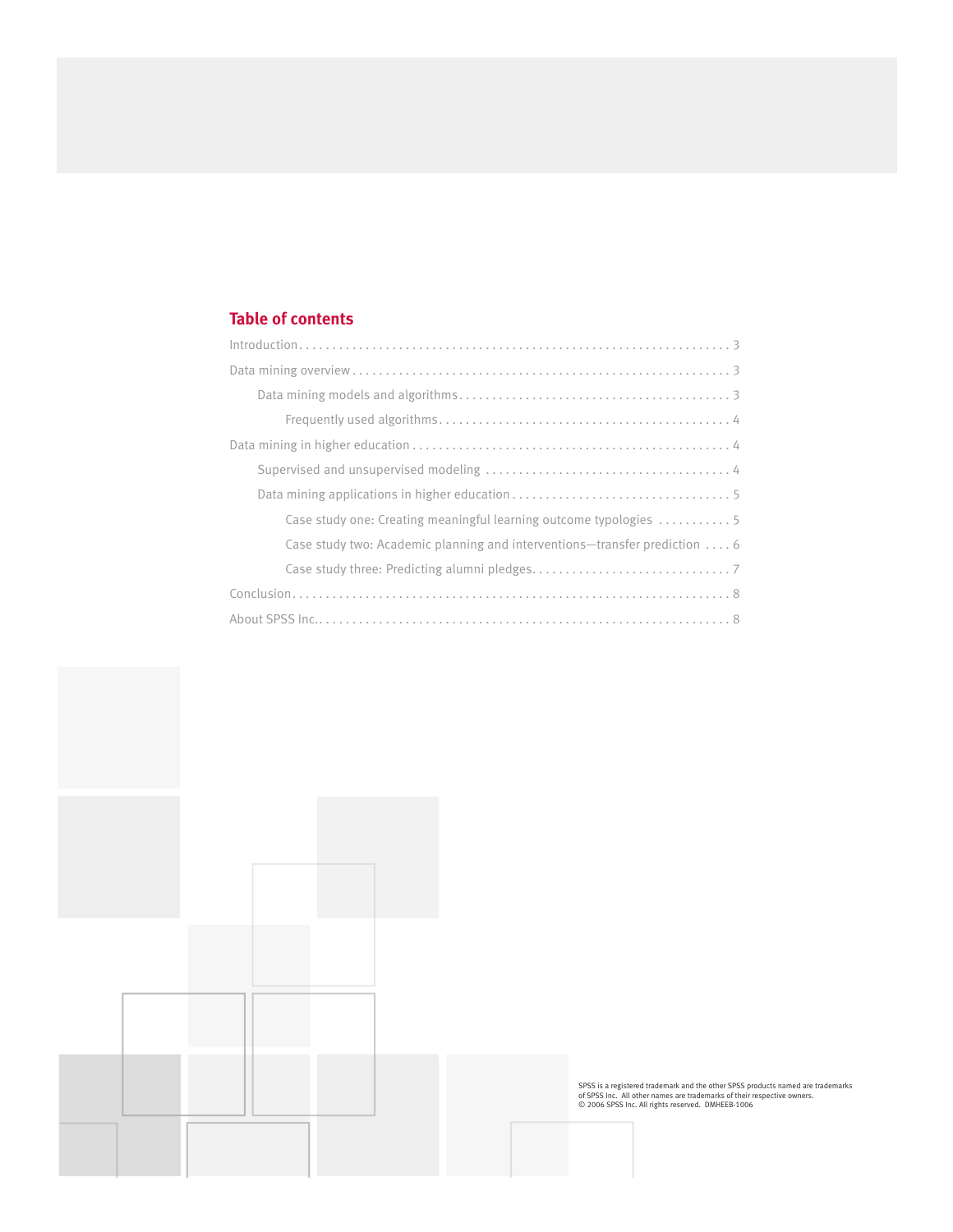## Table of contents

- Introduction . . . . . . . . . . 3
- Data mining overview . . . . . . . . . . 3
  - Data mining models and algorithms . . . . . . . . . . 3
    - Frequently used algorithms . . . . . . . . . . 4
- Data mining in higher education . . . . . . . . . . 4
  - Supervised and unsupervised modeling . . . . . . . . . . 4
  - Data mining applications in higher education . . . . . . . . . . 5
    - Case study one: Creating meaningful learning outcome typologies . . . . . . . . . . 5
    - Case study two: Academic planning and interventions—transfer prediction . . . . 6
    - Case study three: Predicting alumni pledges . . . . . . . . . . 7
- Conclusion . . . . . . . . . . 8
- About SPSS Inc. . . . . . . . . . . 8

SPSS is a registered trademark and the other SPSS products named are trademarks of SPSS Inc. All other names are trademarks of their respective owners. © 2006 SPSS Inc. All rights reserved. DMHEEB-1006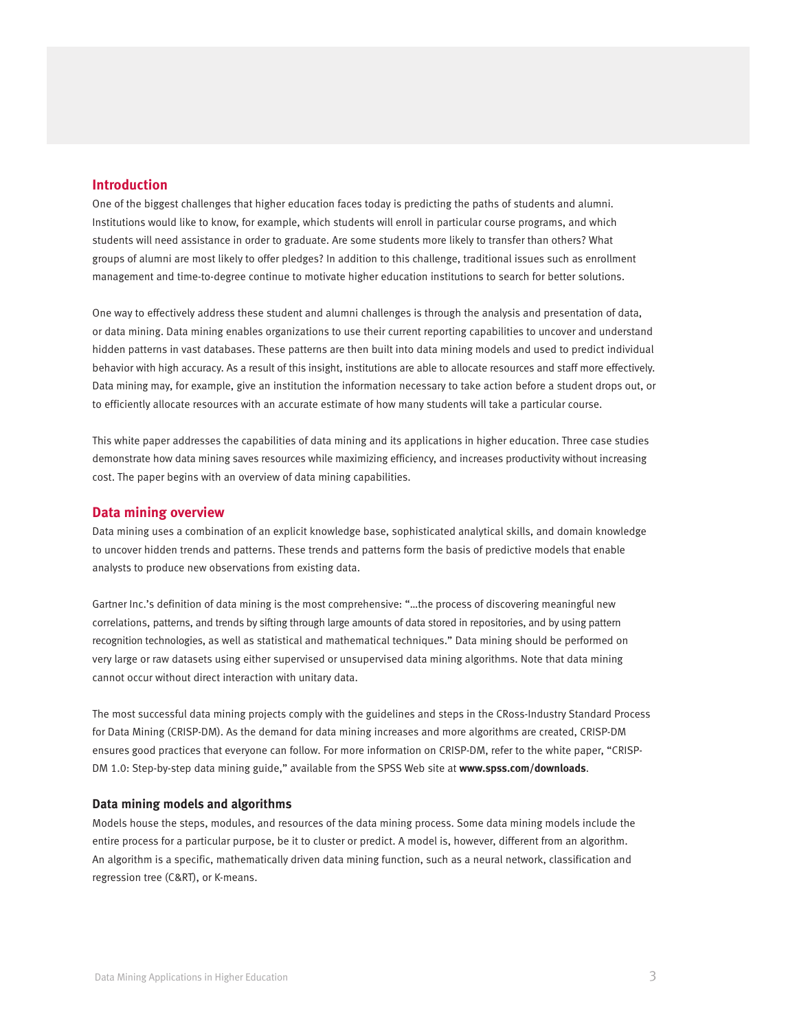## Introduction

One of the biggest challenges that higher education faces today is predicting the paths of students and alumni. Institutions would like to know, for example, which students will enroll in particular course programs, and which students will need assistance in order to graduate. Are some students more likely to transfer than others? What groups of alumni are most likely to offer pledges? In addition to this challenge, traditional issues such as enrollment management and time-to-degree continue to motivate higher education institutions to search for better solutions.

One way to effectively address these student and alumni challenges is through the analysis and presentation of data, or data mining. Data mining enables organizations to use their current reporting capabilities to uncover and understand hidden patterns in vast databases. These patterns are then built into data mining models and used to predict individual behavior with high accuracy. As a result of this insight, institutions are able to allocate resources and staff more effectively. Data mining may, for example, give an institution the information necessary to take action before a student drops out, or to efficiently allocate resources with an accurate estimate of how many students will take a particular course.

This white paper addresses the capabilities of data mining and its applications in higher education. Three case studies demonstrate how data mining saves resources while maximizing efficiency, and increases productivity without increasing cost. The paper begins with an overview of data mining capabilities.

## Data mining overview

Data mining uses a combination of an explicit knowledge base, sophisticated analytical skills, and domain knowledge to uncover hidden trends and patterns. These trends and patterns form the basis of predictive models that enable analysts to produce new observations from existing data.

Gartner Inc.'s definition of data mining is the most comprehensive: "…the process of discovering meaningful new correlations, patterns, and trends by sifting through large amounts of data stored in repositories, and by using pattern recognition technologies, as well as statistical and mathematical techniques." Data mining should be performed on very large or raw datasets using either supervised or unsupervised data mining algorithms. Note that data mining cannot occur without direct interaction with unitary data.

The most successful data mining projects comply with the guidelines and steps in the CRoss-Industry Standard Process for Data Mining (CRISP-DM). As the demand for data mining increases and more algorithms are created, CRISP-DM ensures good practices that everyone can follow. For more information on CRISP-DM, refer to the white paper, "CRISP-DM 1.0: Step-by-step data mining guide," available from the SPSS Web site at **www.spss.com/downloads**.

### Data mining models and algorithms

Models house the steps, modules, and resources of the data mining process. Some data mining models include the entire process for a particular purpose, be it to cluster or predict. A model is, however, different from an algorithm. An algorithm is a specific, mathematically driven data mining function, such as a neural network, classification and regression tree (C&RT), or K-means.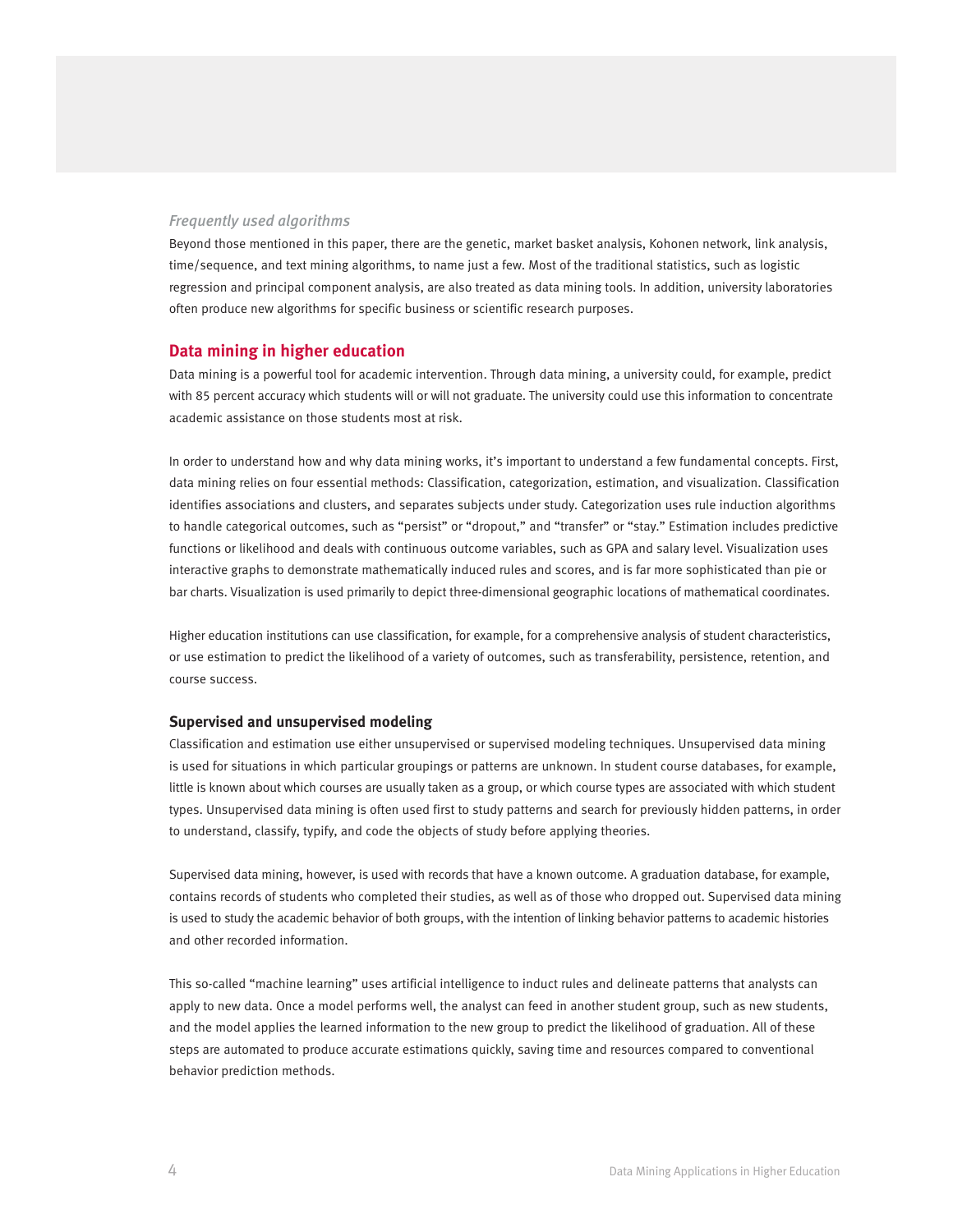*Frequently used algorithms*

Beyond those mentioned in this paper, there are the genetic, market basket analysis, Kohonen network, link analysis, time/sequence, and text mining algorithms, to name just a few. Most of the traditional statistics, such as logistic regression and principal component analysis, are also treated as data mining tools. In addition, university laboratories often produce new algorithms for specific business or scientific research purposes.

## Data mining in higher education

Data mining is a powerful tool for academic intervention. Through data mining, a university could, for example, predict with 85 percent accuracy which students will or will not graduate. The university could use this information to concentrate academic assistance on those students most at risk.

In order to understand how and why data mining works, it's important to understand a few fundamental concepts. First, data mining relies on four essential methods: Classification, categorization, estimation, and visualization. Classification identifies associations and clusters, and separates subjects under study. Categorization uses rule induction algorithms to handle categorical outcomes, such as "persist" or "dropout," and "transfer" or "stay." Estimation includes predictive functions or likelihood and deals with continuous outcome variables, such as GPA and salary level. Visualization uses interactive graphs to demonstrate mathematically induced rules and scores, and is far more sophisticated than pie or bar charts. Visualization is used primarily to depict three-dimensional geographic locations of mathematical coordinates.

Higher education institutions can use classification, for example, for a comprehensive analysis of student characteristics, or use estimation to predict the likelihood of a variety of outcomes, such as transferability, persistence, retention, and course success.

### Supervised and unsupervised modeling

Classification and estimation use either unsupervised or supervised modeling techniques. Unsupervised data mining is used for situations in which particular groupings or patterns are unknown. In student course databases, for example, little is known about which courses are usually taken as a group, or which course types are associated with which student types. Unsupervised data mining is often used first to study patterns and search for previously hidden patterns, in order to understand, classify, typify, and code the objects of study before applying theories.

Supervised data mining, however, is used with records that have a known outcome. A graduation database, for example, contains records of students who completed their studies, as well as of those who dropped out. Supervised data mining is used to study the academic behavior of both groups, with the intention of linking behavior patterns to academic histories and other recorded information.

This so-called "machine learning" uses artificial intelligence to induct rules and delineate patterns that analysts can apply to new data. Once a model performs well, the analyst can feed in another student group, such as new students, and the model applies the learned information to the new group to predict the likelihood of graduation. All of these steps are automated to produce accurate estimations quickly, saving time and resources compared to conventional behavior prediction methods.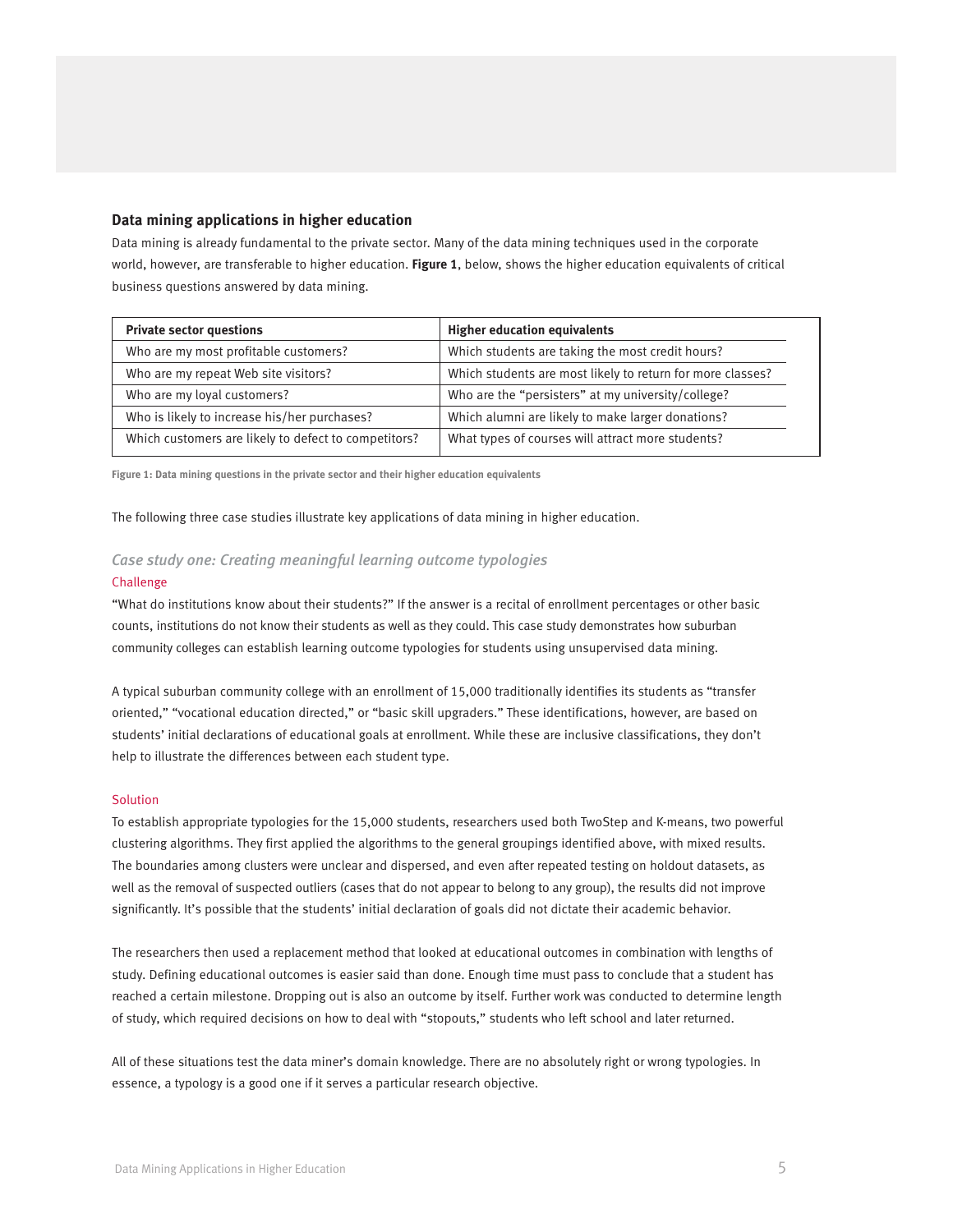## Data mining applications in higher education

Data mining is already fundamental to the private sector. Many of the data mining techniques used in the corporate world, however, are transferable to higher education. **Figure 1**, below, shows the higher education equivalents of critical business questions answered by data mining.

| Private sector questions | Higher education equivalents |
|---|---|
| Who are my most profitable customers? | Which students are taking the most credit hours? |
| Who are my repeat Web site visitors? | Which students are most likely to return for more classes? |
| Who are my loyal customers? | Who are the "persisters" at my university/college? |
| Who is likely to increase his/her purchases? | Which alumni are likely to make larger donations? |
| Which customers are likely to defect to competitors? | What types of courses will attract more students? |

**Figure 1: Data mining questions in the private sector and their higher education equivalents**

The following three case studies illustrate key applications of data mining in higher education.

### *Case study one: Creating meaningful learning outcome typologies*

#### Challenge

"What do institutions know about their students?" If the answer is a recital of enrollment percentages or other basic counts, institutions do not know their students as well as they could. This case study demonstrates how suburban community colleges can establish learning outcome typologies for students using unsupervised data mining.

A typical suburban community college with an enrollment of 15,000 traditionally identifies its students as "transfer oriented," "vocational education directed," or "basic skill upgraders." These identifications, however, are based on students' initial declarations of educational goals at enrollment. While these are inclusive classifications, they don't help to illustrate the differences between each student type.

#### Solution

To establish appropriate typologies for the 15,000 students, researchers used both TwoStep and K-means, two powerful clustering algorithms. They first applied the algorithms to the general groupings identified above, with mixed results. The boundaries among clusters were unclear and dispersed, and even after repeated testing on holdout datasets, as well as the removal of suspected outliers (cases that do not appear to belong to any group), the results did not improve significantly. It's possible that the students' initial declaration of goals did not dictate their academic behavior.

The researchers then used a replacement method that looked at educational outcomes in combination with lengths of study. Defining educational outcomes is easier said than done. Enough time must pass to conclude that a student has reached a certain milestone. Dropping out is also an outcome by itself. Further work was conducted to determine length of study, which required decisions on how to deal with "stopouts," students who left school and later returned.

All of these situations test the data miner's domain knowledge. There are no absolutely right or wrong typologies. In essence, a typology is a good one if it serves a particular research objective.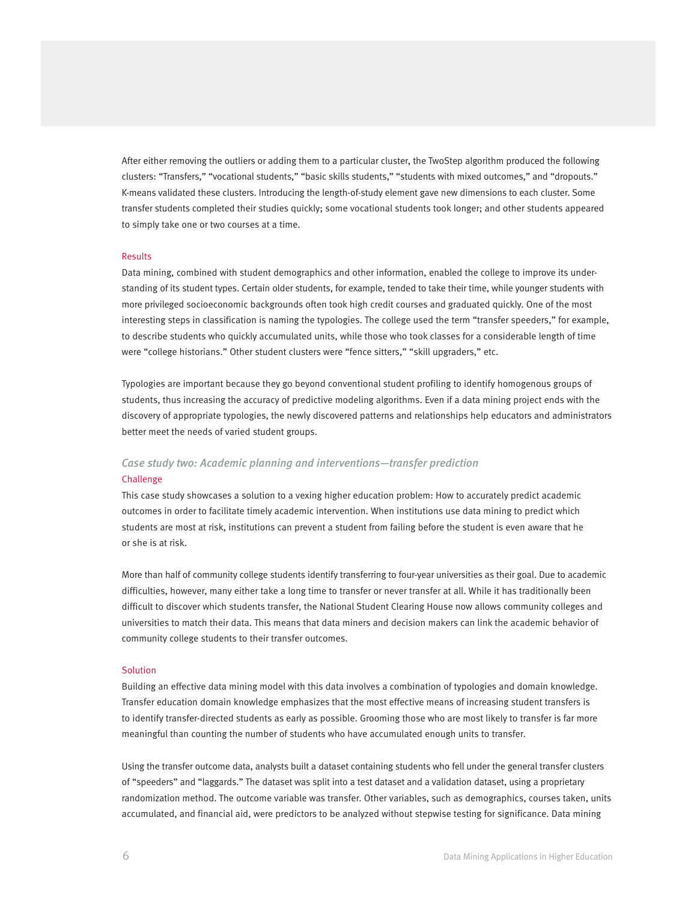After either removing the outliers or adding them to a particular cluster, the TwoStep algorithm produced the following clusters: "Transfers," "vocational students," "basic skills students," "students with mixed outcomes," and "dropouts." K-means validated these clusters. Introducing the length-of-study element gave new dimensions to each cluster. Some transfer students completed their studies quickly; some vocational students took longer; and other students appeared to simply take one or two courses at a time.

#### Results

Data mining, combined with student demographics and other information, enabled the college to improve its understanding of its student types. Certain older students, for example, tended to take their time, while younger students with more privileged socioeconomic backgrounds often took high credit courses and graduated quickly. One of the most interesting steps in classification is naming the typologies. The college used the term "transfer speeders," for example, to describe students who quickly accumulated units, while those who took classes for a considerable length of time were "college historians." Other student clusters were "fence sitters," "skill upgraders," etc.

Typologies are important because they go beyond conventional student profiling to identify homogenous groups of students, thus increasing the accuracy of predictive modeling algorithms. Even if a data mining project ends with the discovery of appropriate typologies, the newly discovered patterns and relationships help educators and administrators better meet the needs of varied student groups.

### *Case study two: Academic planning and interventions—transfer prediction*

#### Challenge

This case study showcases a solution to a vexing higher education problem: How to accurately predict academic outcomes in order to facilitate timely academic intervention. When institutions use data mining to predict which students are most at risk, institutions can prevent a student from failing before the student is even aware that he or she is at risk.

More than half of community college students identify transferring to four-year universities as their goal. Due to academic difficulties, however, many either take a long time to transfer or never transfer at all. While it has traditionally been difficult to discover which students transfer, the National Student Clearing House now allows community colleges and universities to match their data. This means that data miners and decision makers can link the academic behavior of community college students to their transfer outcomes.

#### Solution

Building an effective data mining model with this data involves a combination of typologies and domain knowledge. Transfer education domain knowledge emphasizes that the most effective means of increasing student transfers is to identify transfer-directed students as early as possible. Grooming those who are most likely to transfer is far more meaningful than counting the number of students who have accumulated enough units to transfer.

Using the transfer outcome data, analysts built a dataset containing students who fell under the general transfer clusters of "speeders" and "laggards." The dataset was split into a test dataset and a validation dataset, using a proprietary randomization method. The outcome variable was transfer. Other variables, such as demographics, courses taken, units accumulated, and financial aid, were predictors to be analyzed without stepwise testing for significance. Data mining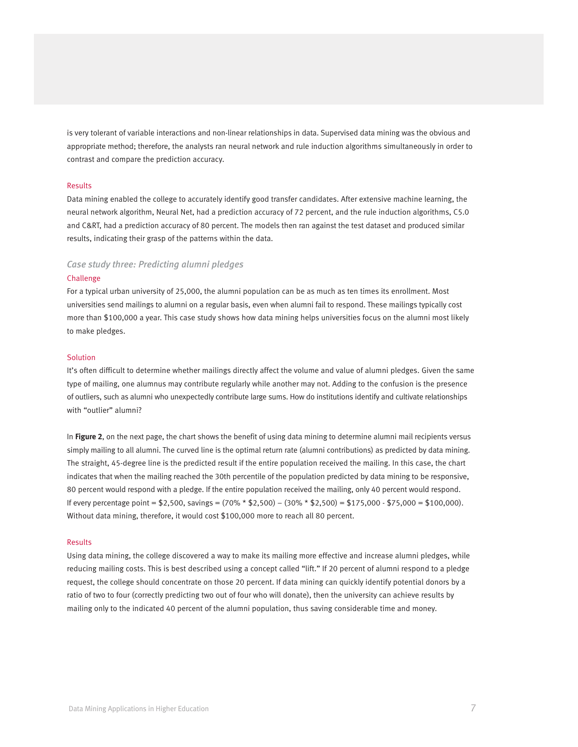is very tolerant of variable interactions and non-linear relationships in data. Supervised data mining was the obvious and appropriate method; therefore, the analysts ran neural network and rule induction algorithms simultaneously in order to contrast and compare the prediction accuracy.

#### Results

Data mining enabled the college to accurately identify good transfer candidates. After extensive machine learning, the neural network algorithm, Neural Net, had a prediction accuracy of 72 percent, and the rule induction algorithms, C5.0 and C&RT, had a prediction accuracy of 80 percent. The models then ran against the test dataset and produced similar results, indicating their grasp of the patterns within the data.

### *Case study three: Predicting alumni pledges*

#### Challenge

For a typical urban university of 25,000, the alumni population can be as much as ten times its enrollment. Most universities send mailings to alumni on a regular basis, even when alumni fail to respond. These mailings typically cost more than $100,000 a year. This case study shows how data mining helps universities focus on the alumni most likely to make pledges.

#### Solution

It's often difficult to determine whether mailings directly affect the volume and value of alumni pledges. Given the same type of mailing, one alumnus may contribute regularly while another may not. Adding to the confusion is the presence of outliers, such as alumni who unexpectedly contribute large sums. How do institutions identify and cultivate relationships with "outlier" alumni?

In **Figure 2**, on the next page, the chart shows the benefit of using data mining to determine alumni mail recipients versus simply mailing to all alumni. The curved line is the optimal return rate (alumni contributions) as predicted by data mining. The straight, 45-degree line is the predicted result if the entire population received the mailing. In this case, the chart indicates that when the mailing reached the 30th percentile of the population predicted by data mining to be responsive, 80 percent would respond with a pledge. If the entire population received the mailing, only 40 percent would respond. If every percentage point = $2,500, savings = (70% * $2,500) – (30% * $2,500) = $175,000 - $75,000 = $100,000). Without data mining, therefore, it would cost $100,000 more to reach all 80 percent.

#### Results

Using data mining, the college discovered a way to make its mailing more effective and increase alumni pledges, while reducing mailing costs. This is best described using a concept called "lift." If 20 percent of alumni respond to a pledge request, the college should concentrate on those 20 percent. If data mining can quickly identify potential donors by a ratio of two to four (correctly predicting two out of four who will donate), then the university can achieve results by mailing only to the indicated 40 percent of the alumni population, thus saving considerable time and money.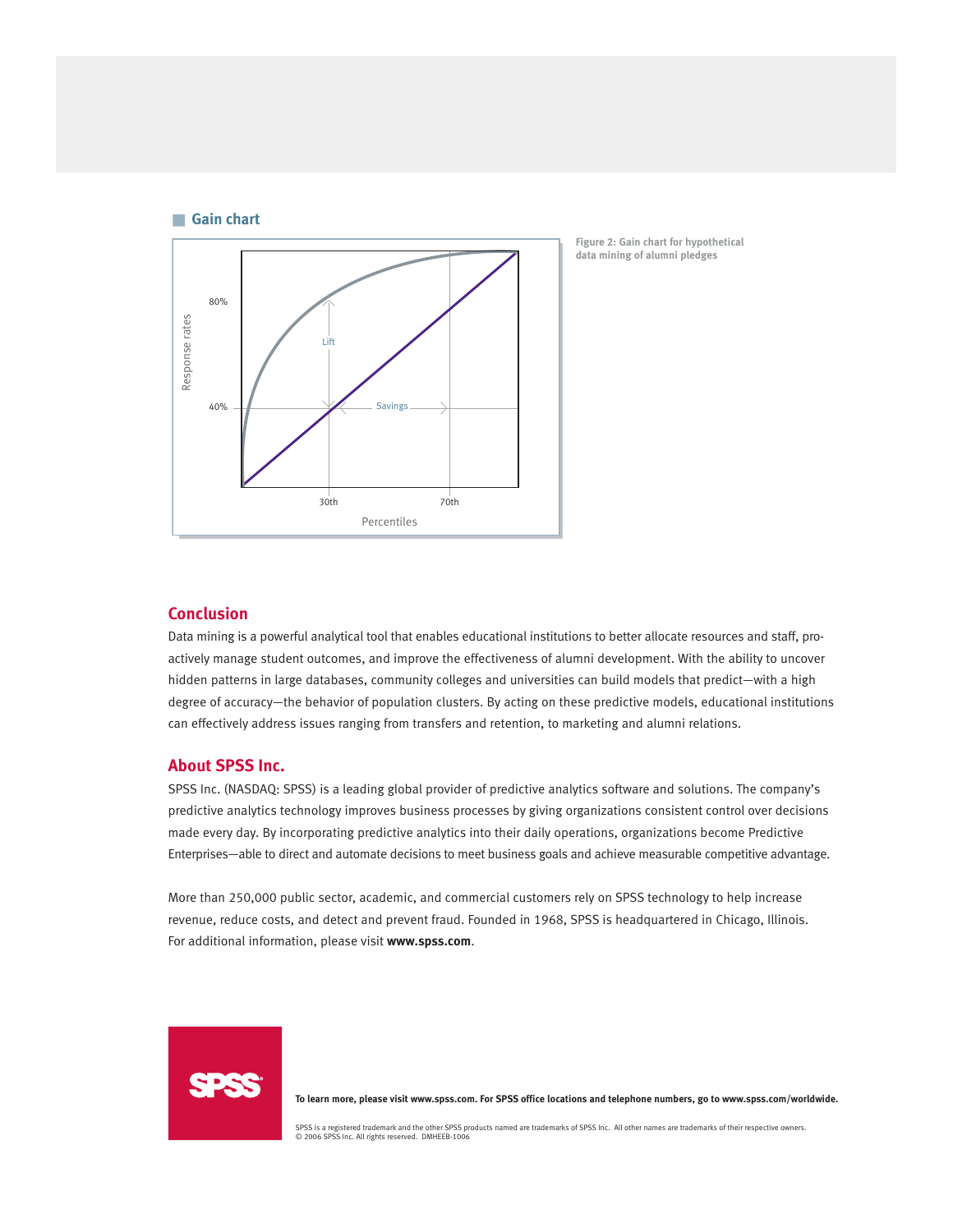## Gain chart

Response rates

80%

40%

Lift

Savings

30th

70th

Percentiles

Figure 2: Gain chart for hypothetical data mining of alumni pledges

## Conclusion

Data mining is a powerful analytical tool that enables educational institutions to better allocate resources and staff, proactively manage student outcomes, and improve the effectiveness of alumni development. With the ability to uncover hidden patterns in large databases, community colleges and universities can build models that predict—with a high degree of accuracy—the behavior of population clusters. By acting on these predictive models, educational institutions can effectively address issues ranging from transfers and retention, to marketing and alumni relations.

## About SPSS Inc.

SPSS Inc. (NASDAQ: SPSS) is a leading global provider of predictive analytics software and solutions. The company's predictive analytics technology improves business processes by giving organizations consistent control over decisions made every day. By incorporating predictive analytics into their daily operations, organizations become Predictive Enterprises—able to direct and automate decisions to meet business goals and achieve measurable competitive advantage.

More than 250,000 public sector, academic, and commercial customers rely on SPSS technology to help increase revenue, reduce costs, and detect and prevent fraud. Founded in 1968, SPSS is headquartered in Chicago, Illinois. For additional information, please visit **www.spss.com**.

SPSS

**To learn more, please visit www.spss.com. For SPSS office locations and telephone numbers, go to www.spss.com/worldwide.**

SPSS is a registered trademark and the other SPSS products named are trademarks of SPSS Inc. All other names are trademarks of their respective owners.
© 2006 SPSS Inc. All rights reserved. DMHEEB-1006